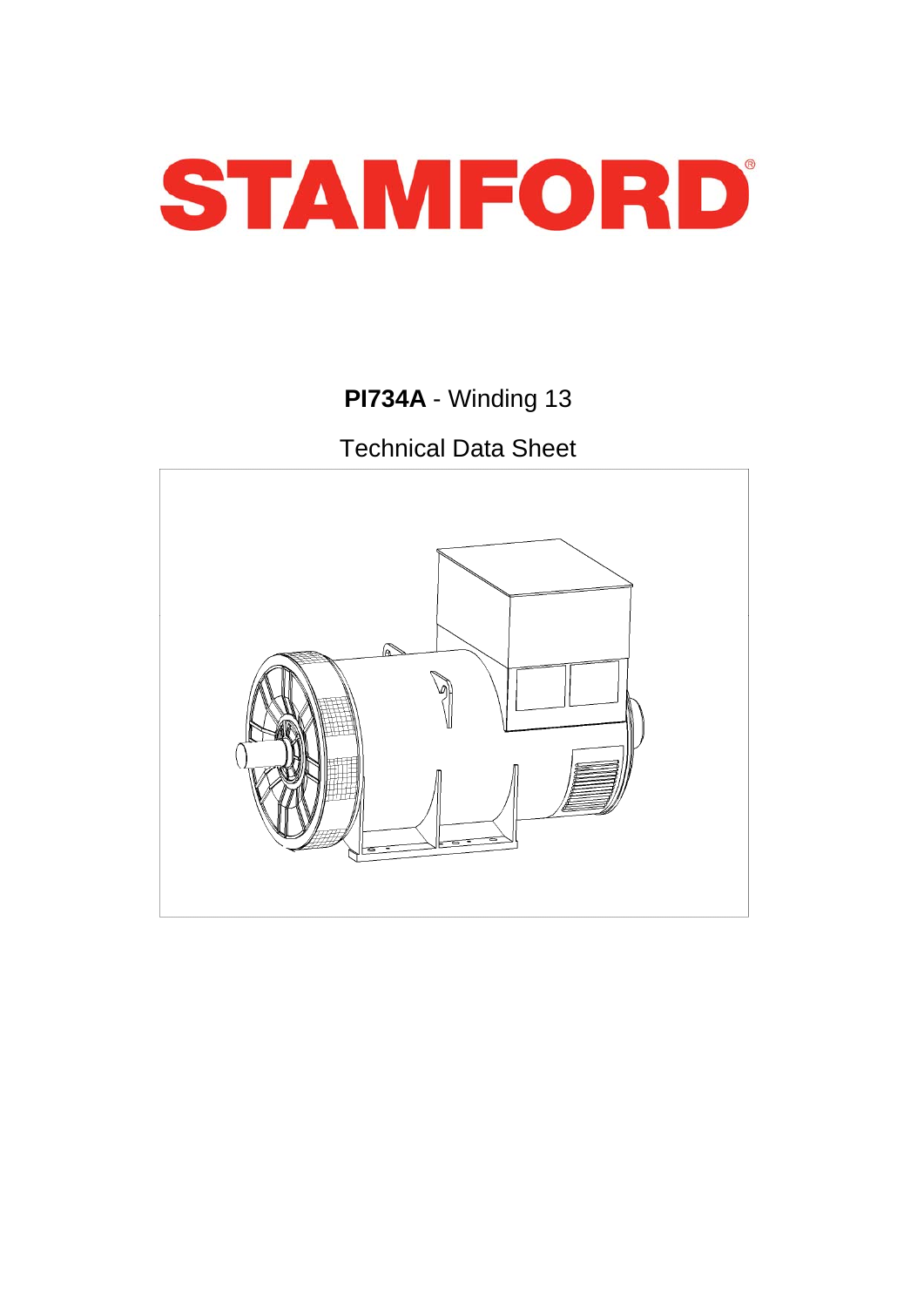# STAMFORD®

**PI734A** - Winding 13

Technical Data Sheet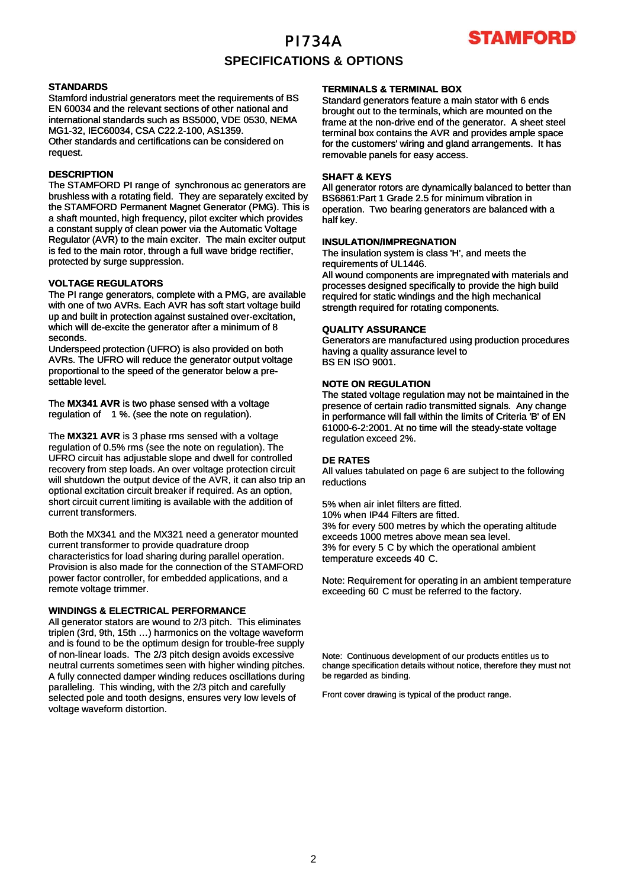# PI734A

## SPECIFICATIONS & OPTIONS

### STANDARDS

Stamford industrial generators meet the requirements of BS EN 60034 and the relevant sections of other national and international standards such as BS5000, VDE 0530, NEMA MG1-32, IEC60034, CSA C22.2-100, AS1359.
Other standards and certifications can be considered on request.

### DESCRIPTION

The STAMFORD PI range of synchronous ac generators are brushless with a rotating field. They are separately excited by the STAMFORD Permanent Magnet Generator (PMG). This is a shaft mounted, high frequency, pilot exciter which provides a constant supply of clean power via the Automatic Voltage Regulator (AVR) to the main exciter. The main exciter output is fed to the main rotor, through a full wave bridge rectifier, protected by surge suppression.

### VOLTAGE REGULATORS

The PI range generators, complete with a PMG, are available with one of two AVRs. Each AVR has soft start voltage build up and built in protection against sustained over-excitation, which will de-excite the generator after a minimum of 8 seconds.
Underspeed protection (UFRO) is also provided on both AVRs. The UFRO will reduce the generator output voltage proportional to the speed of the generator below a pre-settable level.

The **MX341 AVR** is two phase sensed with a voltage regulation of 1 %. (see the note on regulation).

The **MX321 AVR** is 3 phase rms sensed with a voltage regulation of 0.5% rms (see the note on regulation). The UFRO circuit has adjustable slope and dwell for controlled recovery from step loads. An over voltage protection circuit will shutdown the output device of the AVR, it can also trip an optional excitation circuit breaker if required. As an option, short circuit current limiting is available with the addition of current transformers.

Both the MX341 and the MX321 need a generator mounted current transformer to provide quadrature droop characteristics for load sharing during parallel operation. Provision is also made for the connection of the STAMFORD power factor controller, for embedded applications, and a remote voltage trimmer.

### WINDINGS & ELECTRICAL PERFORMANCE

All generator stators are wound to 2/3 pitch. This eliminates triplen (3rd, 9th, 15th …) harmonics on the voltage waveform and is found to be the optimum design for trouble-free supply of non-linear loads. The 2/3 pitch design avoids excessive neutral currents sometimes seen with higher winding pitches. A fully connected damper winding reduces oscillations during paralleling. This winding, with the 2/3 pitch and carefully selected pole and tooth designs, ensures very low levels of voltage waveform distortion.

### TERMINALS & TERMINAL BOX

Standard generators feature a main stator with 6 ends brought out to the terminals, which are mounted on the frame at the non-drive end of the generator. A sheet steel terminal box contains the AVR and provides ample space for the customers' wiring and gland arrangements. It has removable panels for easy access.

### SHAFT & KEYS

All generator rotors are dynamically balanced to better than BS6861:Part 1 Grade 2.5 for minimum vibration in operation. Two bearing generators are balanced with a half key.

### INSULATION/IMPREGNATION

The insulation system is class 'H', and meets the requirements of UL1446.
All wound components are impregnated with materials and processes designed specifically to provide the high build required for static windings and the high mechanical strength required for rotating components.

### QUALITY ASSURANCE

Generators are manufactured using production procedures having a quality assurance level to
BS EN ISO 9001.

### NOTE ON REGULATION

The stated voltage regulation may not be maintained in the presence of certain radio transmitted signals. Any change in performance will fall within the limits of Criteria 'B' of EN 61000-6-2:2001. At no time will the steady-state voltage regulation exceed 2%.

### DE RATES

All values tabulated on page 6 are subject to the following reductions

5% when air inlet filters are fitted.
10% when IP44 Filters are fitted.
3% for every 500 metres by which the operating altitude exceeds 1000 metres above mean sea level.
3% for every 5 C by which the operational ambient temperature exceeds 40 C.

Note: Requirement for operating in an ambient temperature exceeding 60 C must be referred to the factory.

Note: Continuous development of our products entitles us to change specification details without notice, therefore they must not be regarded as binding.

Front cover drawing is typical of the product range.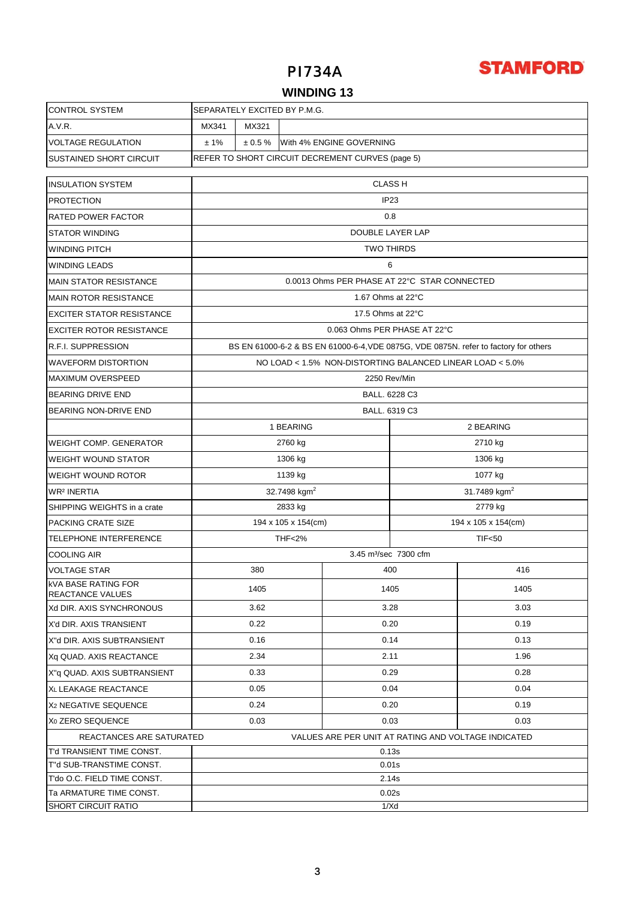# PI734A

**STAMFORD**

## WINDING 13

| CONTROL SYSTEM | SEPARATELY EXCITED BY P.M.G. | | |
|---|---|---|---|
| A.V.R. | MX341 | MX321 | |
| VOLTAGE REGULATION | ± 1% | ± 0.5 % | With 4% ENGINE GOVERNING |
| SUSTAINED SHORT CIRCUIT | REFER TO SHORT CIRCUIT DECREMENT CURVES (page 5) | | |

| INSULATION SYSTEM | CLASS H | | | |
|---|---|---|---|---|
| PROTECTION | IP23 | | | |
| RATED POWER FACTOR | 0.8 | | | |
| STATOR WINDING | DOUBLE LAYER LAP | | | |
| WINDING PITCH | TWO THIRDS | | | |
| WINDING LEADS | 6 | | | |
| MAIN STATOR RESISTANCE | 0.0013 Ohms PER PHASE AT 22°C STAR CONNECTED | | | |
| MAIN ROTOR RESISTANCE | 1.67 Ohms at 22°C | | | |
| EXCITER STATOR RESISTANCE | 17.5 Ohms at 22°C | | | |
| EXCITER ROTOR RESISTANCE | 0.063 Ohms PER PHASE AT 22°C | | | |
| R.F.I. SUPPRESSION | BS EN 61000-6-2 & BS EN 61000-6-4,VDE 0875G, VDE 0875N. refer to factory for others | | | |
| WAVEFORM DISTORTION | NO LOAD < 1.5% NON-DISTORTING BALANCED LINEAR LOAD < 5.0% | | | |
| MAXIMUM OVERSPEED | 2250 Rev/Min | | | |
| BEARING DRIVE END | BALL. 6228 C3 | | | |
| BEARING NON-DRIVE END | BALL. 6319 C3 | | | |
| | 1 BEARING | | 2 BEARING | |
| WEIGHT COMP. GENERATOR | 2760 kg | | 2710 kg | |
| WEIGHT WOUND STATOR | 1306 kg | | 1306 kg | |
| WEIGHT WOUND ROTOR | 1139 kg | | 1077 kg | |
| WR² INERTIA | 32.7498 kgm² | | 31.7489 kgm² | |
| SHIPPING WEIGHTS in a crate | 2833 kg | | 2779 kg | |
| PACKING CRATE SIZE | 194 x 105 x 154(cm) | | 194 x 105 x 154(cm) | |
| TELEPHONE INTERFERENCE | THF<2% | | TIF<50 | |
| COOLING AIR | 3.45 m³/sec 7300 cfm | | | |
| VOLTAGE STAR | 380 | 400 | | 416 |
| kVA BASE RATING FOR REACTANCE VALUES | 1405 | 1405 | | 1405 |
| Xd DIR. AXIS SYNCHRONOUS | 3.62 | 3.28 | | 3.03 |
| X'd DIR. AXIS TRANSIENT | 0.22 | 0.20 | | 0.19 |
| X''d DIR. AXIS SUBTRANSIENT | 0.16 | 0.14 | | 0.13 |
| Xq QUAD. AXIS REACTANCE | 2.34 | 2.11 | | 1.96 |
| X''q QUAD. AXIS SUBTRANSIENT | 0.33 | 0.29 | | 0.28 |
| XL LEAKAGE REACTANCE | 0.05 | 0.04 | | 0.04 |
| X2 NEGATIVE SEQUENCE | 0.24 | 0.20 | | 0.19 |
| X0 ZERO SEQUENCE | 0.03 | 0.03 | | 0.03 |
| REACTANCES ARE SATURATED | VALUES ARE PER UNIT AT RATING AND VOLTAGE INDICATED | | | |
| T'd TRANSIENT TIME CONST. | 0.13s | | | |
| T''d SUB-TRANSTIME CONST. | 0.01s | | | |
| T'do O.C. FIELD TIME CONST. | 2.14s | | | |
| Ta ARMATURE TIME CONST. | 0.02s | | | |
| SHORT CIRCUIT RATIO | 1/Xd | | | |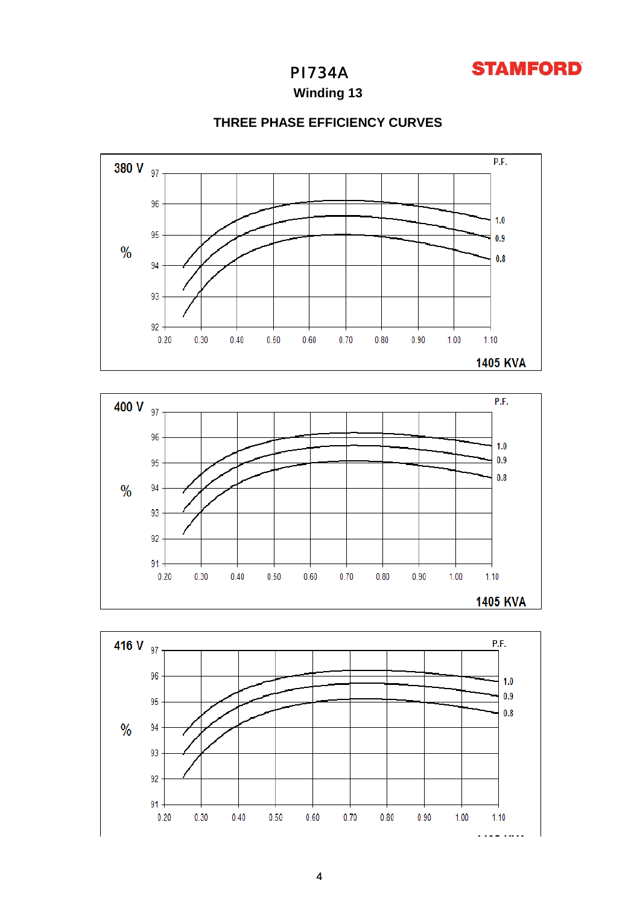# PI734A

## Winding 13

### THREE PHASE EFFICIENCY CURVES

**380 V**

%

P.F.

97, 96, 95, 94, 93, 92

0.20 0.30 0.40 0.50 0.60 0.70 0.80 0.90 1.00 1.10

1.0
0.9
0.8

**1405 KVA**

**400 V**

%

P.F.

97, 96, 95, 94, 93, 92, 91

0.20 0.30 0.40 0.50 0.60 0.70 0.80 0.90 1.00 1.10

1.0
0.9
0.8

**1405 KVA**

**416 V**

%

P.F.

97, 96, 95, 94, 93, 92, 91

0.20 0.30 0.40 0.50 0.60 0.70 0.80 0.90 1.00 1.10

1.0
0.9
0.8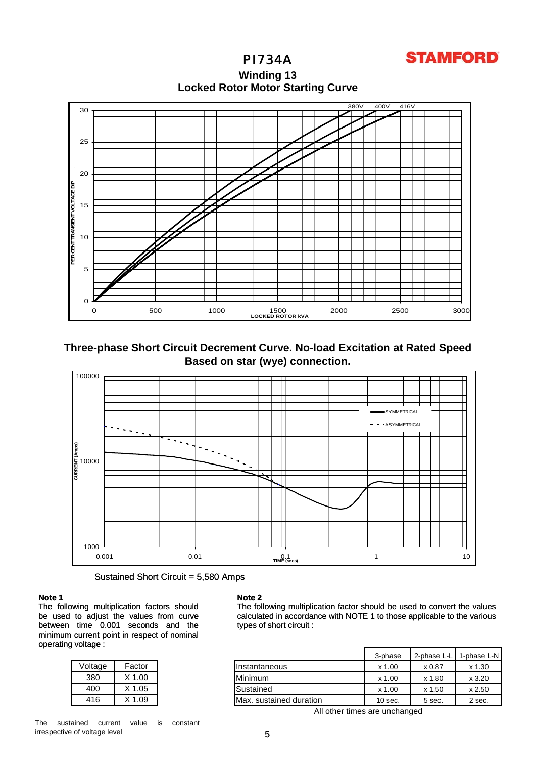# PI734A

## Winding 13

### Locked Rotor Motor Starting Curve

380V 400V 416V

PER CENT TRANSIENT VOLTAGE DIP

LOCKED ROTOR kVA

### Three-phase Short Circuit Decrement Curve. No-load Excitation at Rated Speed Based on star (wye) connection.

SYMMETRICAL

ASYMMETRICAL

CURRENT (Amps)

TIME (secs)

Sustained Short Circuit = 5,580 Amps

**Note 1**

The following multiplication factors should be used to adjust the values from curve between time 0.001 seconds and the minimum current point in respect of nominal operating voltage :

| Voltage | Factor |
|---|---|
| 380 | X 1.00 |
| 400 | X 1.05 |
| 416 | X 1.09 |

The sustained current value is constant irrespective of voltage level

**Note 2**

The following multiplication factor should be used to convert the values calculated in accordance with NOTE 1 to those applicable to the various types of short circuit :

| | 3-phase | 2-phase L-L | 1-phase L-N |
|---|---|---|---|
| Instantaneous | x 1.00 | x 0.87 | x 1.30 |
| Minimum | x 1.00 | x 1.80 | x 3.20 |
| Sustained | x 1.00 | x 1.50 | x 2.50 |
| Max. sustained duration | 10 sec. | 5 sec. | 2 sec. |

All other times are unchanged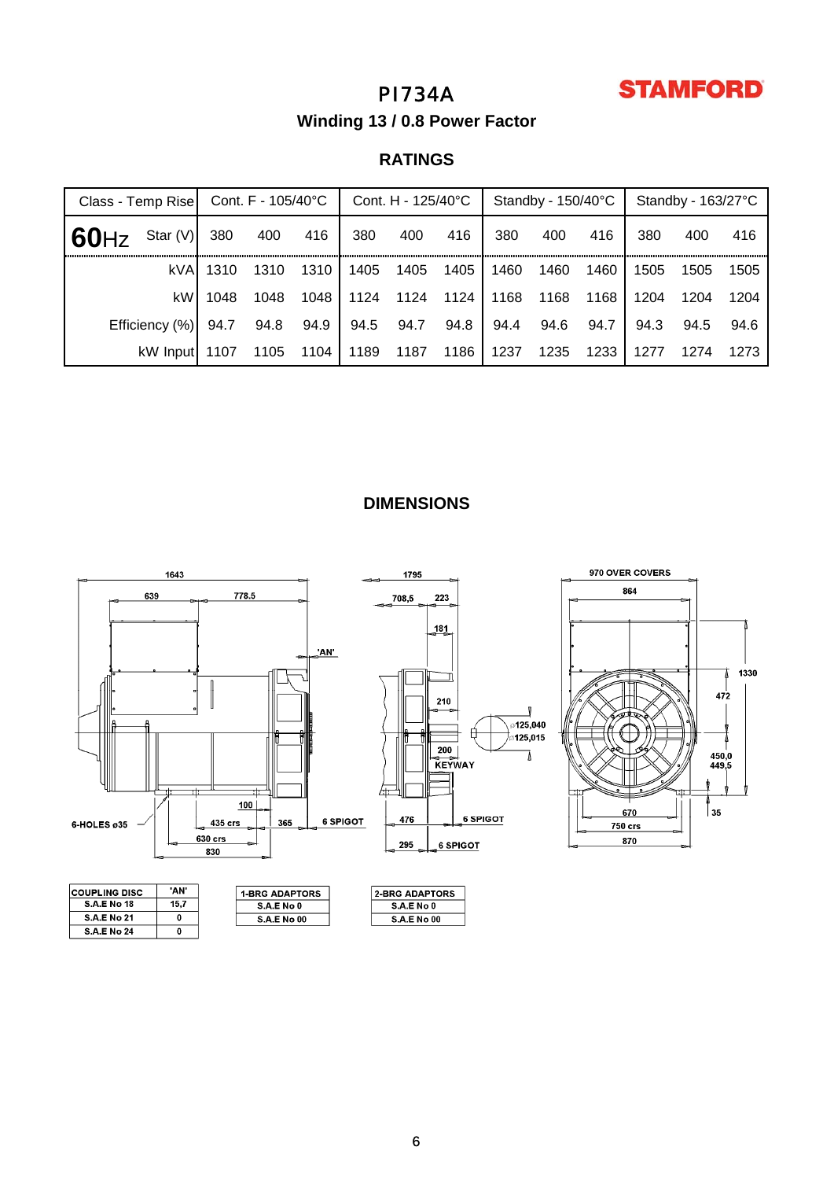# PI734A

STAMFORD

## Winding 13 / 0.8 Power Factor

### RATINGS

| Class - Temp Rise | Cont. F - 105/40°C | | | Cont. H - 125/40°C | | | Standby - 150/40°C | | | Standby - 163/27°C | | |
|---|---|---|---|---|---|---|---|---|---|---|---|---|
| 60Hz Star (V) | 380 | 400 | 416 | 380 | 400 | 416 | 380 | 400 | 416 | 380 | 400 | 416 |
| kVA | 1310 | 1310 | 1310 | 1405 | 1405 | 1405 | 1460 | 1460 | 1460 | 1505 | 1505 | 1505 |
| kW | 1048 | 1048 | 1048 | 1124 | 1124 | 1124 | 1168 | 1168 | 1168 | 1204 | 1204 | 1204 |
| Efficiency (%) | 94.7 | 94.8 | 94.9 | 94.5 | 94.7 | 94.8 | 94.4 | 94.6 | 94.7 | 94.3 | 94.5 | 94.6 |
| kW Input | 1107 | 1105 | 1104 | 1189 | 1187 | 1186 | 1237 | 1235 | 1233 | 1277 | 1274 | 1273 |

### DIMENSIONS

1643
639
778.5
'AN'
100
6-HOLES ø35
435 crs
365
6 SPIGOT
630 crs
830

1795
708,5
223
181
210
ø125,040
ø125,015
200
KEYWAY
476
6 SPIGOT
295
6 SPIGOT

970 OVER COVERS
864
1330
472
450,0
449,5
670
35
750 crs
870

| COUPLING DISC | 'AN' |
|---|---|
| S.A.E No 18 | 15,7 |
| S.A.E No 21 | 0 |
| S.A.E No 24 | 0 |

| 1-BRG ADAPTORS |
|---|
| S.A.E No 0 |
| S.A.E No 00 |

| 2-BRG ADAPTORS |
|---|
| S.A.E No 0 |
| S.A.E No 00 |